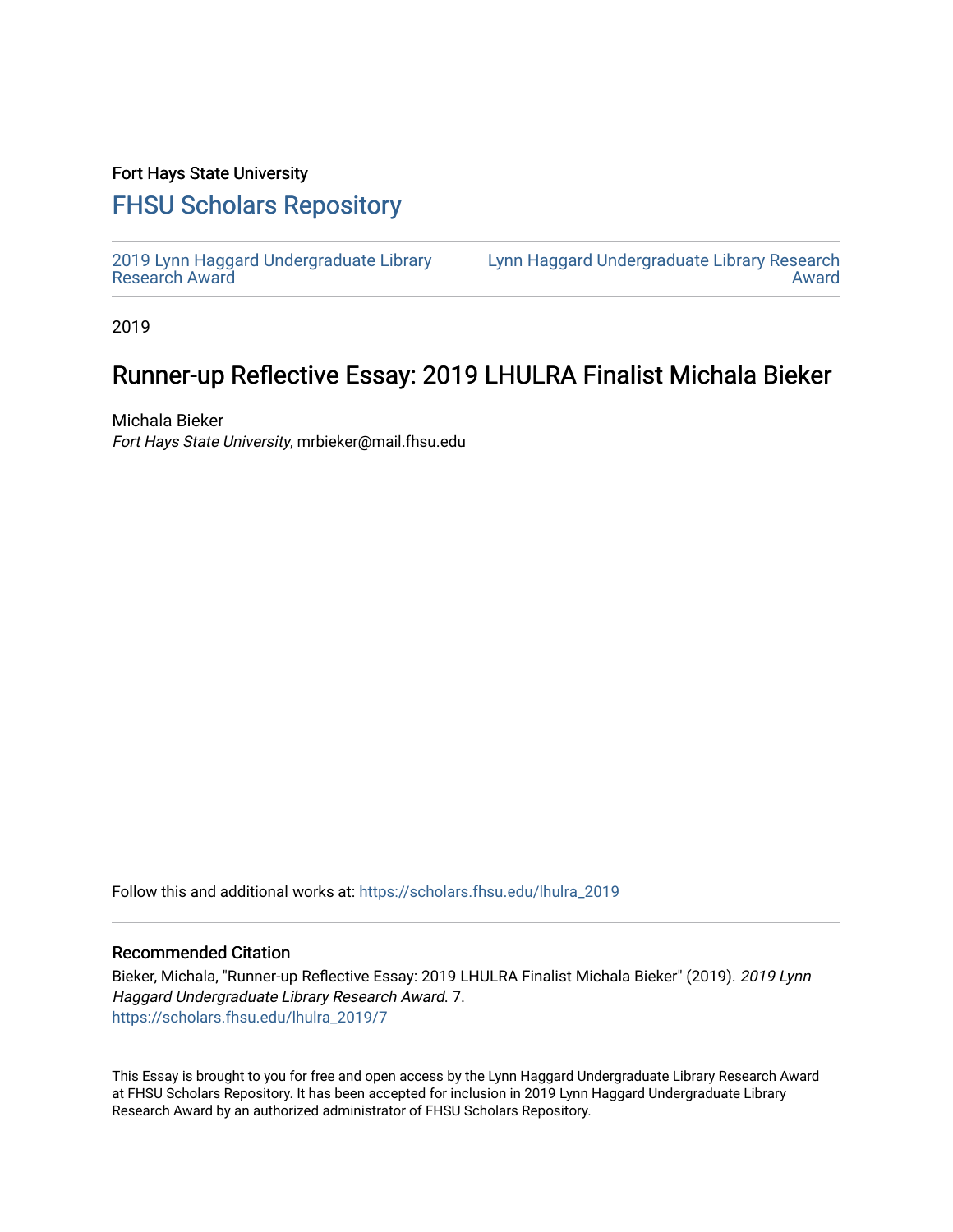Fort Hays State University

## FHSU Scholars Repository

2019 Lynn Haggard Undergraduate Library Research Award

Lynn Haggard Undergraduate Library Research Award

2019

# Runner-up Reflective Essay: 2019 LHULRA Finalist Michala Bieker

Michala Bieker
*Fort Hays State University*, mrbieker@mail.fhsu.edu

Follow this and additional works at: https://scholars.fhsu.edu/lhulra_2019

### Recommended Citation

Bieker, Michala, "Runner-up Reflective Essay: 2019 LHULRA Finalist Michala Bieker" (2019). *2019 Lynn Haggard Undergraduate Library Research Award*. 7.
https://scholars.fhsu.edu/lhulra_2019/7

This Essay is brought to you for free and open access by the Lynn Haggard Undergraduate Library Research Award at FHSU Scholars Repository. It has been accepted for inclusion in 2019 Lynn Haggard Undergraduate Library Research Award by an authorized administrator of FHSU Scholars Repository.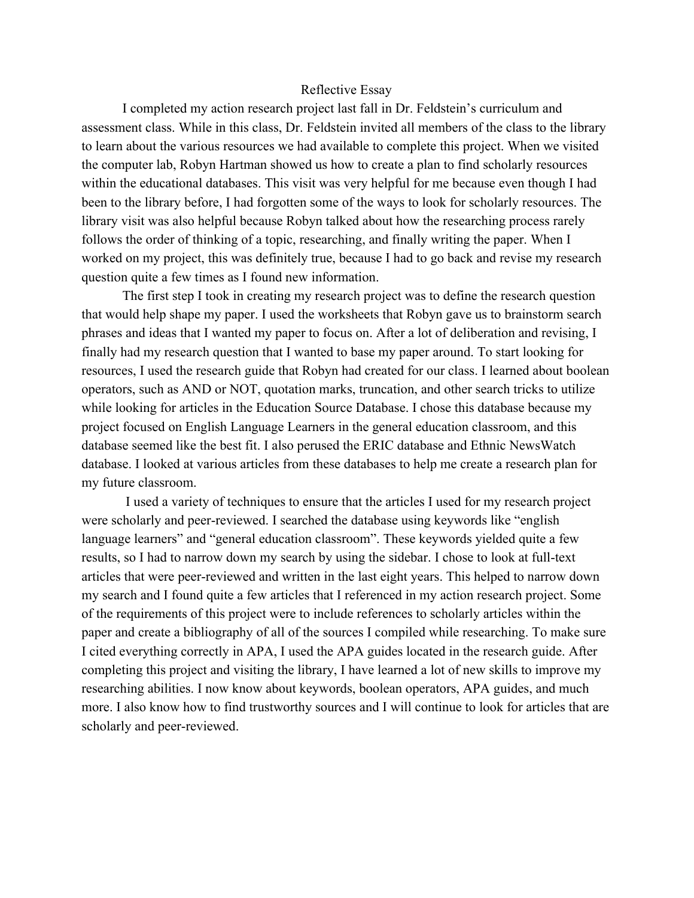# Reflective Essay

I completed my action research project last fall in Dr. Feldstein's curriculum and assessment class. While in this class, Dr. Feldstein invited all members of the class to the library to learn about the various resources we had available to complete this project. When we visited the computer lab, Robyn Hartman showed us how to create a plan to find scholarly resources within the educational databases. This visit was very helpful for me because even though I had been to the library before, I had forgotten some of the ways to look for scholarly resources. The library visit was also helpful because Robyn talked about how the researching process rarely follows the order of thinking of a topic, researching, and finally writing the paper. When I worked on my project, this was definitely true, because I had to go back and revise my research question quite a few times as I found new information.

The first step I took in creating my research project was to define the research question that would help shape my paper. I used the worksheets that Robyn gave us to brainstorm search phrases and ideas that I wanted my paper to focus on. After a lot of deliberation and revising, I finally had my research question that I wanted to base my paper around. To start looking for resources, I used the research guide that Robyn had created for our class. I learned about boolean operators, such as AND or NOT, quotation marks, truncation, and other search tricks to utilize while looking for articles in the Education Source Database. I chose this database because my project focused on English Language Learners in the general education classroom, and this database seemed like the best fit. I also perused the ERIC database and Ethnic NewsWatch database. I looked at various articles from these databases to help me create a research plan for my future classroom.

I used a variety of techniques to ensure that the articles I used for my research project were scholarly and peer-reviewed. I searched the database using keywords like "english language learners" and "general education classroom". These keywords yielded quite a few results, so I had to narrow down my search by using the sidebar. I chose to look at full-text articles that were peer-reviewed and written in the last eight years. This helped to narrow down my search and I found quite a few articles that I referenced in my action research project. Some of the requirements of this project were to include references to scholarly articles within the paper and create a bibliography of all of the sources I compiled while researching. To make sure I cited everything correctly in APA, I used the APA guides located in the research guide. After completing this project and visiting the library, I have learned a lot of new skills to improve my researching abilities. I now know about keywords, boolean operators, APA guides, and much more. I also know how to find trustworthy sources and I will continue to look for articles that are scholarly and peer-reviewed.